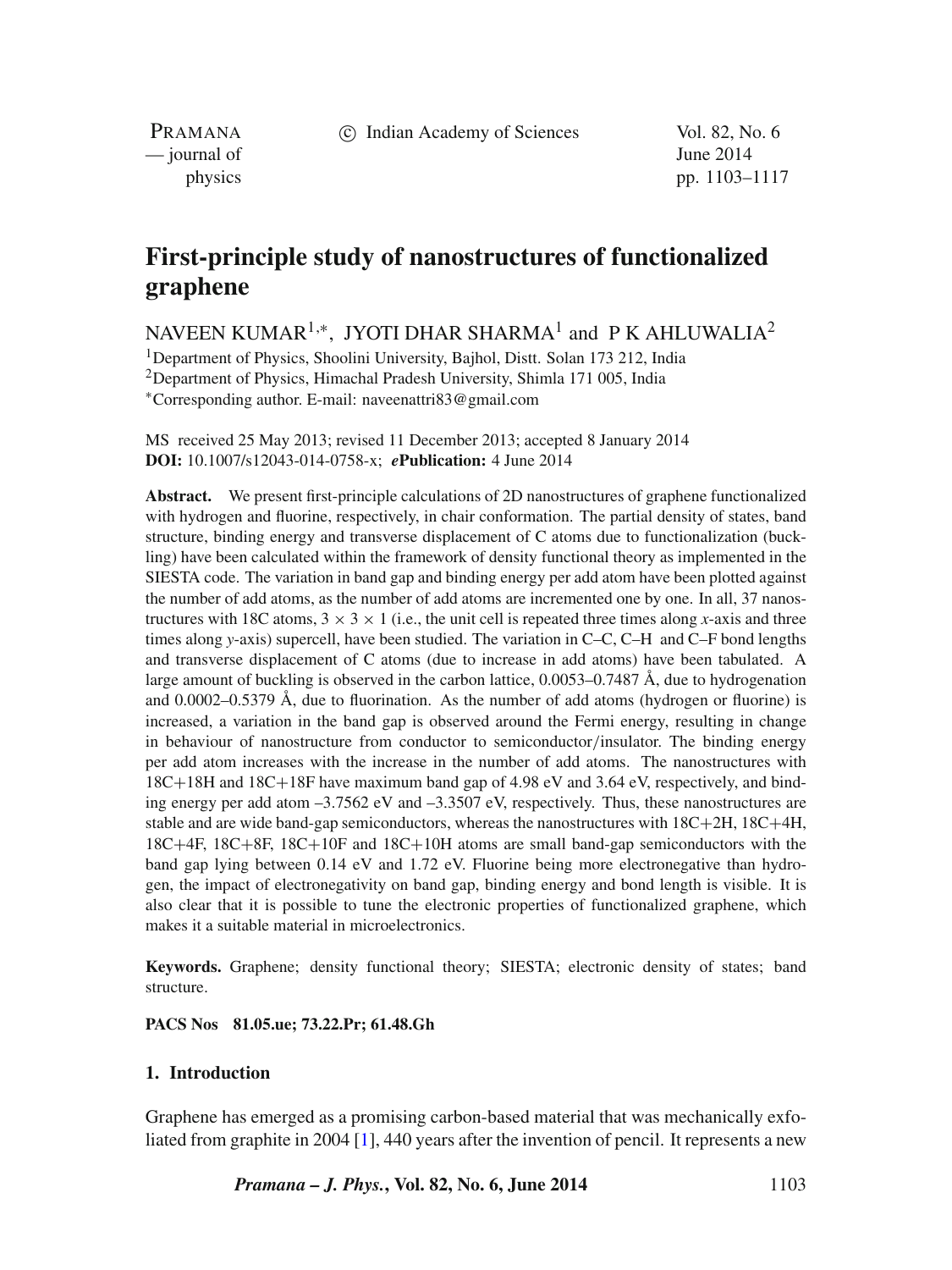# First-principle study of nanostructures of functionalized graphene

NAVEEN KUMAR[1,*], JYOTI DHAR SHARMA[1] and P K AHLUWALIA[2]

[1]Department of Physics, Shoolini University, Bajhol, Distt. Solan 173 212, India
[2]Department of Physics, Himachal Pradesh University, Shimla 171 005, India
[*]Corresponding author. E-mail: naveenattri83@gmail.com

MS received 25 May 2013; revised 11 December 2013; accepted 8 January 2014
**DOI:** 10.1007/s12043-014-0758-x; ***e*Publication:** 4 June 2014

**Abstract.** We present first-principle calculations of 2D nanostructures of graphene functionalized with hydrogen and fluorine, respectively, in chair conformation. The partial density of states, band structure, binding energy and transverse displacement of C atoms due to functionalization (buckling) have been calculated within the framework of density functional theory as implemented in the SIESTA code. The variation in band gap and binding energy per add atom have been plotted against the number of add atoms, as the number of add atoms are incremented one by one. In all, 37 nanostructures with 18C atoms, $3 \times 3 \times 1$ (i.e., the unit cell is repeated three times along *x*-axis and three times along *y*-axis) supercell, have been studied. The variation in C–C, C–H and C–F bond lengths and transverse displacement of C atoms (due to increase in add atoms) have been tabulated. A large amount of buckling is observed in the carbon lattice, 0.0053–0.7487 Å, due to hydrogenation and 0.0002–0.5379 Å, due to fluorination. As the number of add atoms (hydrogen or fluorine) is increased, a variation in the band gap is observed around the Fermi energy, resulting in change in behaviour of nanostructure from conductor to semiconductor/insulator. The binding energy per add atom increases with the increase in the number of add atoms. The nanostructures with 18C+18H and 18C+18F have maximum band gap of 4.98 eV and 3.64 eV, respectively, and binding energy per add atom –3.7562 eV and –3.3507 eV, respectively. Thus, these nanostructures are stable and are wide band-gap semiconductors, whereas the nanostructures with 18C+2H, 18C+4H, 18C+4F, 18C+8F, 18C+10F and 18C+10H atoms are small band-gap semiconductors with the band gap lying between 0.14 eV and 1.72 eV. Fluorine being more electronegative than hydrogen, the impact of electronegativity on band gap, binding energy and bond length is visible. It is also clear that it is possible to tune the electronic properties of functionalized graphene, which makes it a suitable material in microelectronics.

**Keywords.** Graphene; density functional theory; SIESTA; electronic density of states; band structure.

**PACS Nos 81.05.ue; 73.22.Pr; 61.48.Gh**

## 1. Introduction

Graphene has emerged as a promising carbon-based material that was mechanically exfoliated from graphite in 2004 [1], 440 years after the invention of pencil. It represents a new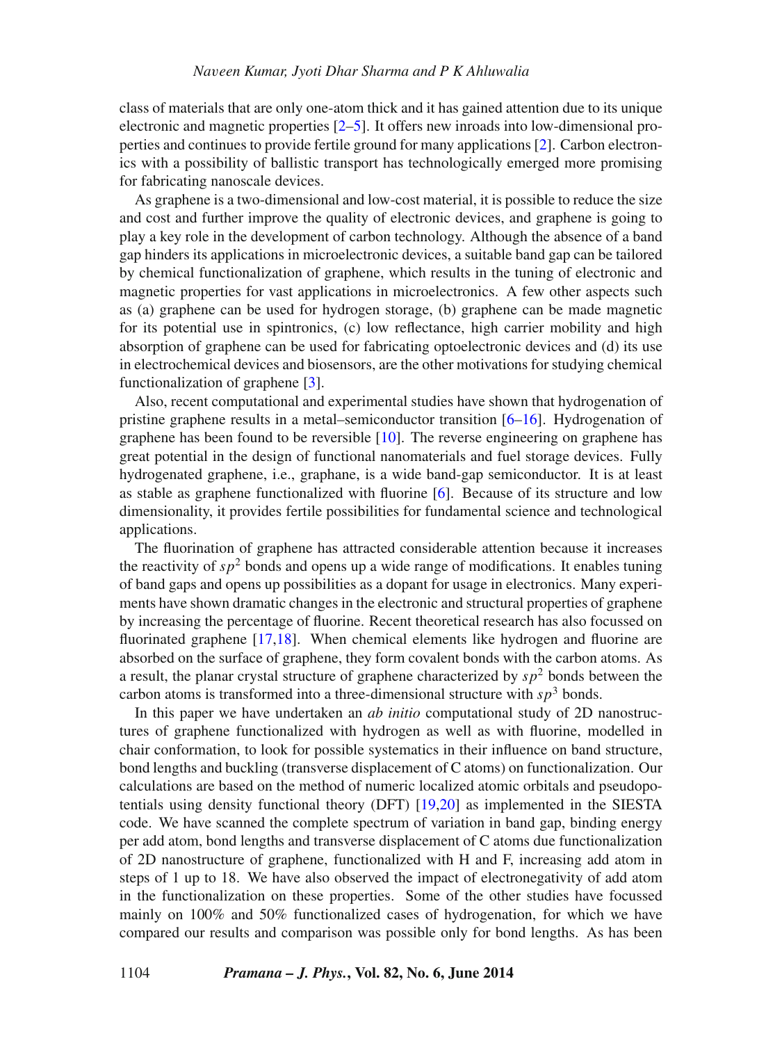class of materials that are only one-atom thick and it has gained attention due to its unique electronic and magnetic properties [2–5]. It offers new inroads into low-dimensional properties and continues to provide fertile ground for many applications [2]. Carbon electronics with a possibility of ballistic transport has technologically emerged more promising for fabricating nanoscale devices.

As graphene is a two-dimensional and low-cost material, it is possible to reduce the size and cost and further improve the quality of electronic devices, and graphene is going to play a key role in the development of carbon technology. Although the absence of a band gap hinders its applications in microelectronic devices, a suitable band gap can be tailored by chemical functionalization of graphene, which results in the tuning of electronic and magnetic properties for vast applications in microelectronics. A few other aspects such as (a) graphene can be used for hydrogen storage, (b) graphene can be made magnetic for its potential use in spintronics, (c) low reflectance, high carrier mobility and high absorption of graphene can be used for fabricating optoelectronic devices and (d) its use in electrochemical devices and biosensors, are the other motivations for studying chemical functionalization of graphene [3].

Also, recent computational and experimental studies have shown that hydrogenation of pristine graphene results in a metal–semiconductor transition [6–16]. Hydrogenation of graphene has been found to be reversible [10]. The reverse engineering on graphene has great potential in the design of functional nanomaterials and fuel storage devices. Fully hydrogenated graphene, i.e., graphane, is a wide band-gap semiconductor. It is at least as stable as graphene functionalized with fluorine [6]. Because of its structure and low dimensionality, it provides fertile possibilities for fundamental science and technological applications.

The fluorination of graphene has attracted considerable attention because it increases the reactivity of $sp^2$ bonds and opens up a wide range of modifications. It enables tuning of band gaps and opens up possibilities as a dopant for usage in electronics. Many experiments have shown dramatic changes in the electronic and structural properties of graphene by increasing the percentage of fluorine. Recent theoretical research has also focussed on fluorinated graphene [17,18]. When chemical elements like hydrogen and fluorine are absorbed on the surface of graphene, they form covalent bonds with the carbon atoms. As a result, the planar crystal structure of graphene characterized by $sp^2$ bonds between the carbon atoms is transformed into a three-dimensional structure with $sp^3$ bonds.

In this paper we have undertaken an *ab initio* computational study of 2D nanostructures of graphene functionalized with hydrogen as well as with fluorine, modelled in chair conformation, to look for possible systematics in their influence on band structure, bond lengths and buckling (transverse displacement of C atoms) on functionalization. Our calculations are based on the method of numeric localized atomic orbitals and pseudopotentials using density functional theory (DFT) [19,20] as implemented in the SIESTA code. We have scanned the complete spectrum of variation in band gap, binding energy per add atom, bond lengths and transverse displacement of C atoms due functionalization of 2D nanostructure of graphene, functionalized with H and F, increasing add atom in steps of 1 up to 18. We have also observed the impact of electronegativity of add atom in the functionalization on these properties. Some of the other studies have focussed mainly on 100% and 50% functionalized cases of hydrogenation, for which we have compared our results and comparison was possible only for bond lengths. As has been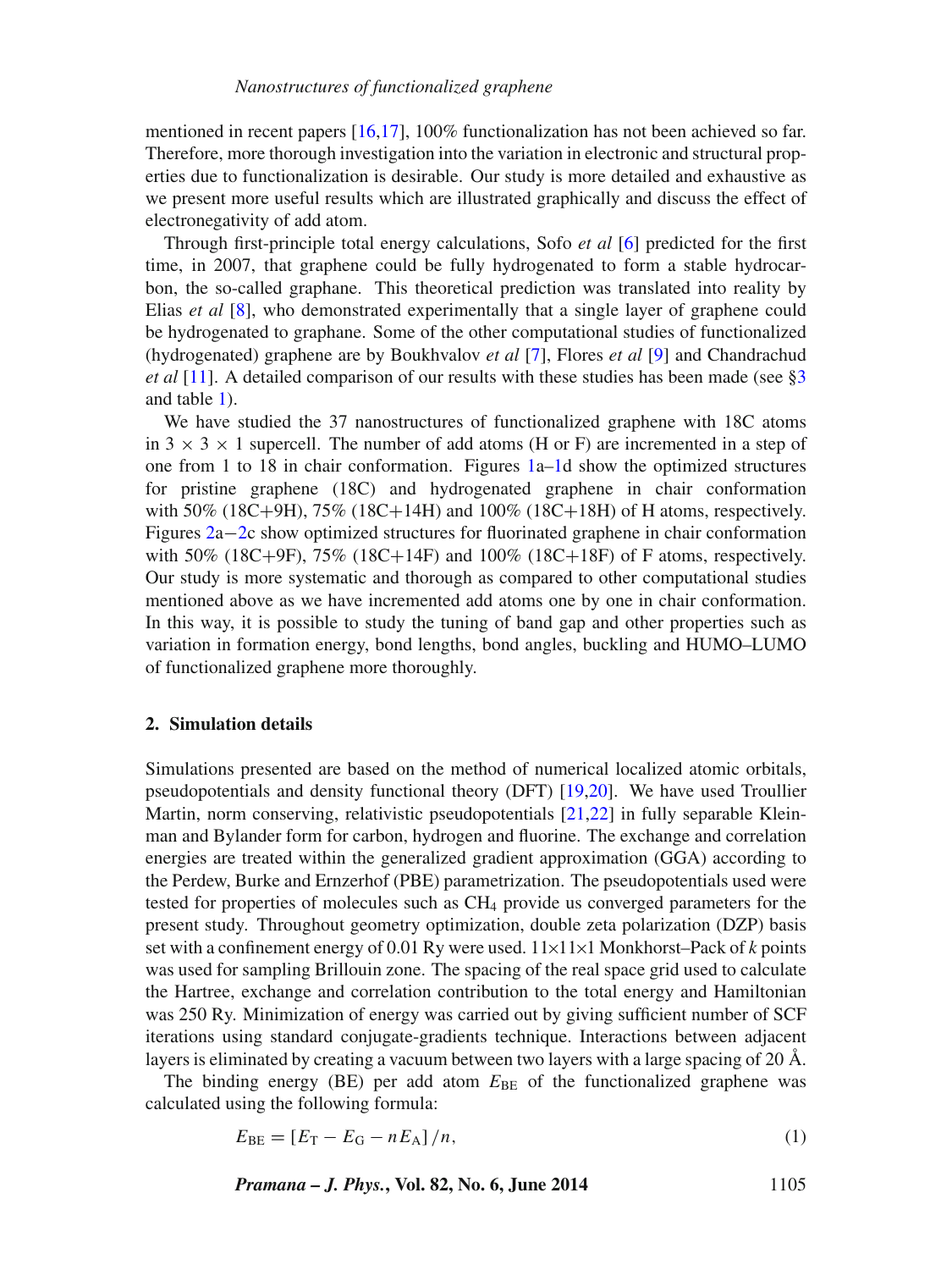mentioned in recent papers [16,17], 100% functionalization has not been achieved so far. Therefore, more thorough investigation into the variation in electronic and structural properties due to functionalization is desirable. Our study is more detailed and exhaustive as we present more useful results which are illustrated graphically and discuss the effect of electronegativity of add atom.

Through first-principle total energy calculations, Sofo *et al* [6] predicted for the first time, in 2007, that graphene could be fully hydrogenated to form a stable hydrocarbon, the so-called graphane. This theoretical prediction was translated into reality by Elias *et al* [8], who demonstrated experimentally that a single layer of graphene could be hydrogenated to graphane. Some of the other computational studies of functionalized (hydrogenated) graphene are by Boukhvalov *et al* [7], Flores *et al* [9] and Chandrachud *et al* [11]. A detailed comparison of our results with these studies has been made (see §3 and table 1).

We have studied the 37 nanostructures of functionalized graphene with 18C atoms in $3 \times 3 \times 1$ supercell. The number of add atoms (H or F) are incremented in a step of one from 1 to 18 in chair conformation. Figures 1a–1d show the optimized structures for pristine graphene (18C) and hydrogenated graphene in chair conformation with 50% (18C+9H), 75% (18C+14H) and 100% (18C+18H) of H atoms, respectively. Figures 2a−2c show optimized structures for fluorinated graphene in chair conformation with 50% (18C+9F), 75% (18C+14F) and 100% (18C+18F) of F atoms, respectively. Our study is more systematic and thorough as compared to other computational studies mentioned above as we have incremented add atoms one by one in chair conformation. In this way, it is possible to study the tuning of band gap and other properties such as variation in formation energy, bond lengths, bond angles, buckling and HUMO–LUMO of functionalized graphene more thoroughly.

## 2. Simulation details

Simulations presented are based on the method of numerical localized atomic orbitals, pseudopotentials and density functional theory (DFT) [19,20]. We have used Troullier Martin, norm conserving, relativistic pseudopotentials [21,22] in fully separable Kleinman and Bylander form for carbon, hydrogen and fluorine. The exchange and correlation energies are treated within the generalized gradient approximation (GGA) according to the Perdew, Burke and Ernzerhof (PBE) parametrization. The pseudopotentials used were tested for properties of molecules such as $CH_4$ provide us converged parameters for the present study. Throughout geometry optimization, double zeta polarization (DZP) basis set with a confinement energy of 0.01 Ry were used. $11\times11\times1$ Monkhorst–Pack of $k$ points was used for sampling Brillouin zone. The spacing of the real space grid used to calculate the Hartree, exchange and correlation contribution to the total energy and Hamiltonian was 250 Ry. Minimization of energy was carried out by giving sufficient number of SCF iterations using standard conjugate-gradients technique. Interactions between adjacent layers is eliminated by creating a vacuum between two layers with a large spacing of 20 Å.

The binding energy (BE) per add atom $E_{\mathrm{BE}}$ of the functionalized graphene was calculated using the following formula:

$$E_{\mathrm{BE}} = [E_{\mathrm{T}} - E_{\mathrm{G}} - nE_{\mathrm{A}}]/n, \tag{1}$$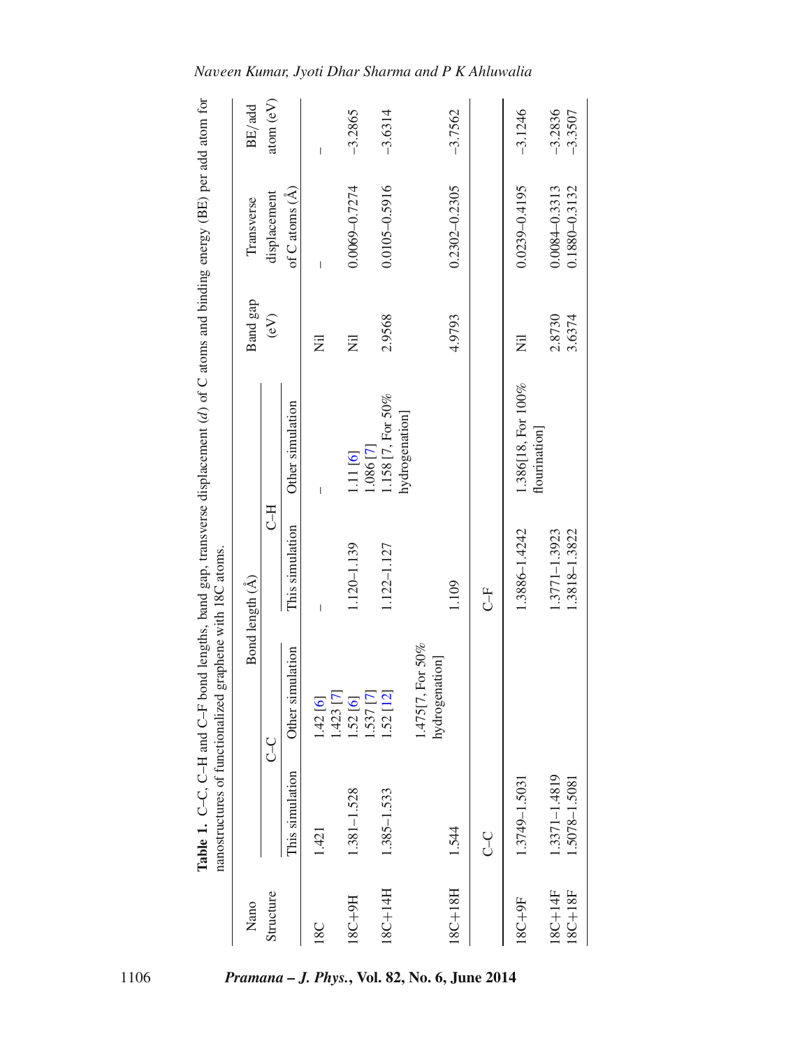**Table 1.** C–C, C–H and C–F bond lengths, band gap, transverse displacement ($d$) of C atoms and binding energy (BE) per add atom for nanostructures of functionalized graphene with 18C atoms.

| Nano Structure | Bond length (Å) | | | | Band gap (eV) | Transverse displacement of C atoms (Å) | BE/add atom (eV) |
|---|---|---|---|---|---|---|---|
| | C–C | | C–H | | | | |
| | This simulation | Other simulation | This simulation | Other simulation | | | |
| 18C | 1.421 | 1.42 [6] 1.423 [7] | – | – | Nil | – | – |
| 18C+9H | 1.381–1.528 | 1.52 [6] 1.537 [7] | 1.120–1.139 | 1.11 [6] 1.086 [7] | Nil | 0.0069–0.7274 | –3.2865 |
| 18C+14H | 1.385–1.533 | 1.52 [12] 1.475[7, For 50% hydrogenation] | 1.122–1.127 | 1.158 [7, For 50% hydrogenation] | 2.9568 | 0.0105–0.5916 | –3.6314 |
| 18C+18H | 1.544 | | 1.109 | | 4.9793 | 0.2302–0.2305 | –3.7562 |
| | C–C | | C–F | | | | |
| 18C+9F | 1.3749–1.5031 | | 1.3886–1.4242 | 1.386[18, For 100% flourination] | Nil | 0.0239–0.4195 | –3.1246 |
| 18C+14F | 1.3371–1.4819 | | 1.3771–1.3923 | | 2.8730 | 0.0084–0.3313 | –3.2836 |
| 18C+18F | 1.5078–1.5081 | | 1.3818–1.3822 | | 3.6374 | 0.1880–0.3132 | –3.3507 |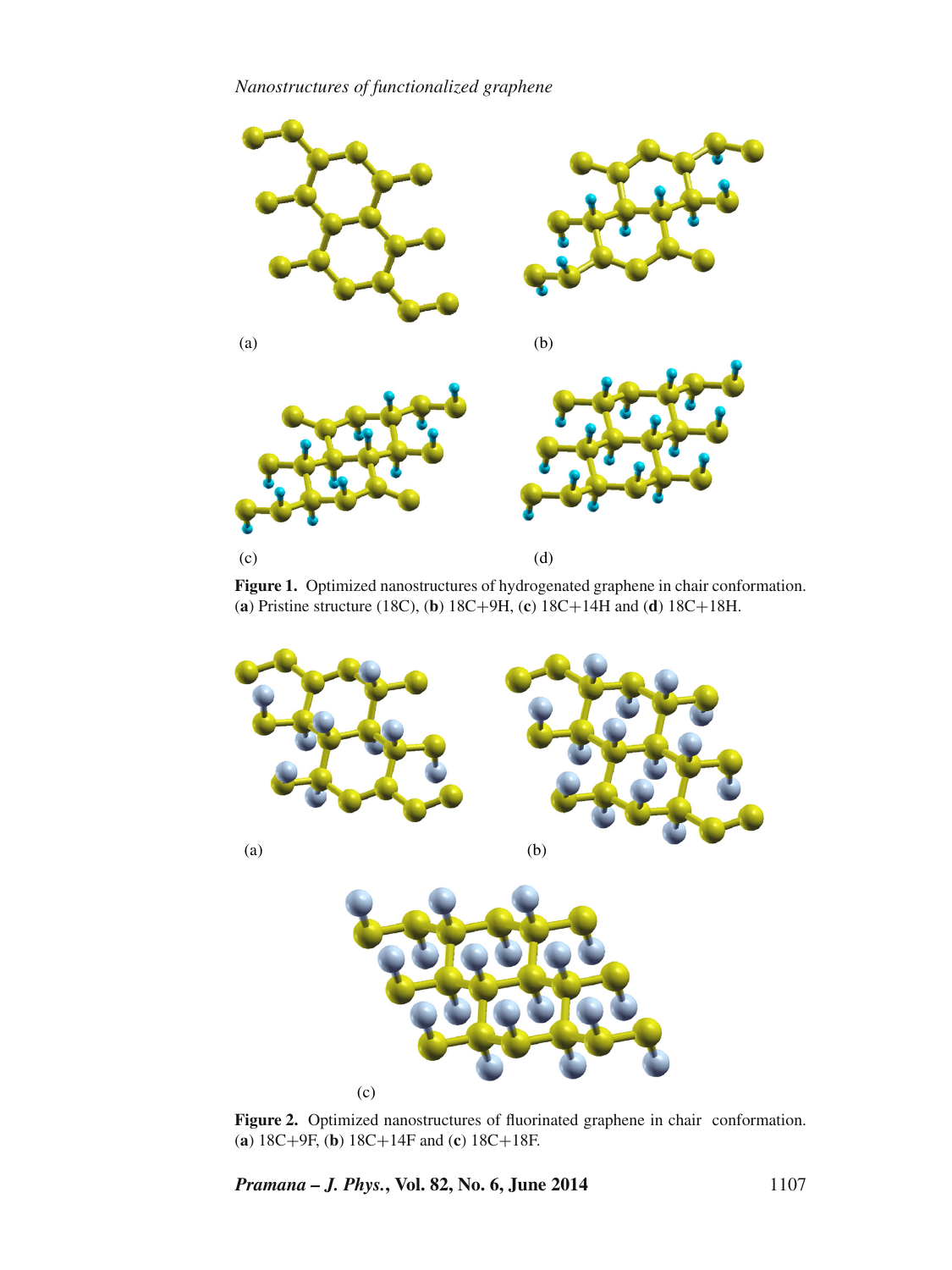(a)

(b)

(c)

(d)

**Figure 1.** Optimized nanostructures of hydrogenated graphene in chair conformation. (**a**) Pristine structure (18C), (**b**) 18C+9H, (**c**) 18C+14H and (**d**) 18C+18H.

(a)

(b)

(c)

**Figure 2.** Optimized nanostructures of fluorinated graphene in chair conformation. (**a**) 18C+9F, (**b**) 18C+14F and (**c**) 18C+18F.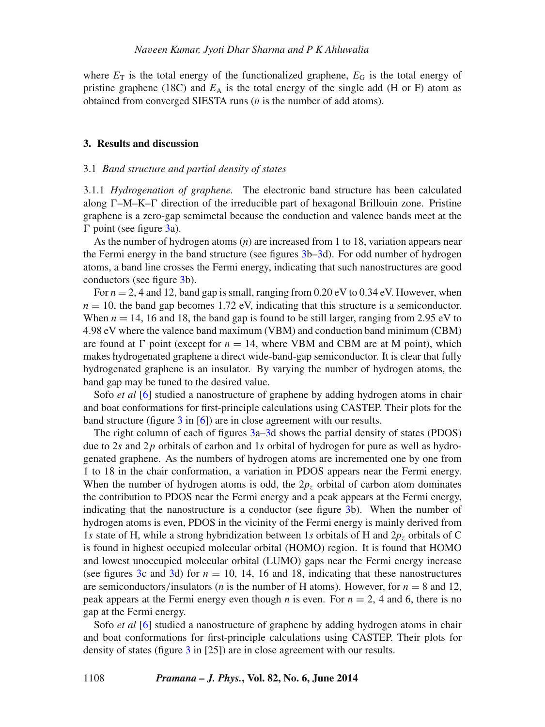where $E_T$ is the total energy of the functionalized graphene, $E_G$ is the total energy of pristine graphene (18C) and $E_A$ is the total energy of the single add (H or F) atom as obtained from converged SIESTA runs ($n$ is the number of add atoms).

## 3. Results and discussion

### 3.1 *Band structure and partial density of states*

3.1.1 *Hydrogenation of graphene.* The electronic band structure has been calculated along Γ–M–K–Γ direction of the irreducible part of hexagonal Brillouin zone. Pristine graphene is a zero-gap semimetal because the conduction and valence bands meet at the Γ point (see figure 3a).

As the number of hydrogen atoms ($n$) are increased from 1 to 18, variation appears near the Fermi energy in the band structure (see figures 3b–3d). For odd number of hydrogen atoms, a band line crosses the Fermi energy, indicating that such nanostructures are good conductors (see figure 3b).

For $n = 2$, 4 and 12, band gap is small, ranging from 0.20 eV to 0.34 eV. However, when $n = 10$, the band gap becomes 1.72 eV, indicating that this structure is a semiconductor. When $n = 14$, 16 and 18, the band gap is found to be still larger, ranging from 2.95 eV to 4.98 eV where the valence band maximum (VBM) and conduction band minimum (CBM) are found at Γ point (except for $n = 14$, where VBM and CBM are at M point), which makes hydrogenated graphene a direct wide-band-gap semiconductor. It is clear that fully hydrogenated graphene is an insulator. By varying the number of hydrogen atoms, the band gap may be tuned to the desired value.

Sofo *et al* [6] studied a nanostructure of graphene by adding hydrogen atoms in chair and boat conformations for first-principle calculations using CASTEP. Their plots for the band structure (figure 3 in [6]) are in close agreement with our results.

The right column of each of figures 3a–3d shows the partial density of states (PDOS) due to 2$s$ and 2$p$ orbitals of carbon and 1$s$ orbital of hydrogen for pure as well as hydrogenated graphene. As the numbers of hydrogen atoms are incremented one by one from 1 to 18 in the chair conformation, a variation in PDOS appears near the Fermi energy. When the number of hydrogen atoms is odd, the $2p_z$ orbital of carbon atom dominates the contribution to PDOS near the Fermi energy and a peak appears at the Fermi energy, indicating that the nanostructure is a conductor (see figure 3b). When the number of hydrogen atoms is even, PDOS in the vicinity of the Fermi energy is mainly derived from 1$s$ state of H, while a strong hybridization between 1$s$ orbitals of H and $2p_z$ orbitals of C is found in highest occupied molecular orbital (HOMO) region. It is found that HOMO and lowest unoccupied molecular orbital (LUMO) gaps near the Fermi energy increase (see figures 3c and 3d) for $n = 10$, 14, 16 and 18, indicating that these nanostructures are semiconductors/insulators ($n$ is the number of H atoms). However, for $n = 8$ and 12, peak appears at the Fermi energy even though $n$ is even. For $n = 2$, 4 and 6, there is no gap at the Fermi energy.

Sofo *et al* [6] studied a nanostructure of graphene by adding hydrogen atoms in chair and boat conformations for first-principle calculations using CASTEP. Their plots for density of states (figure 3 in [25]) are in close agreement with our results.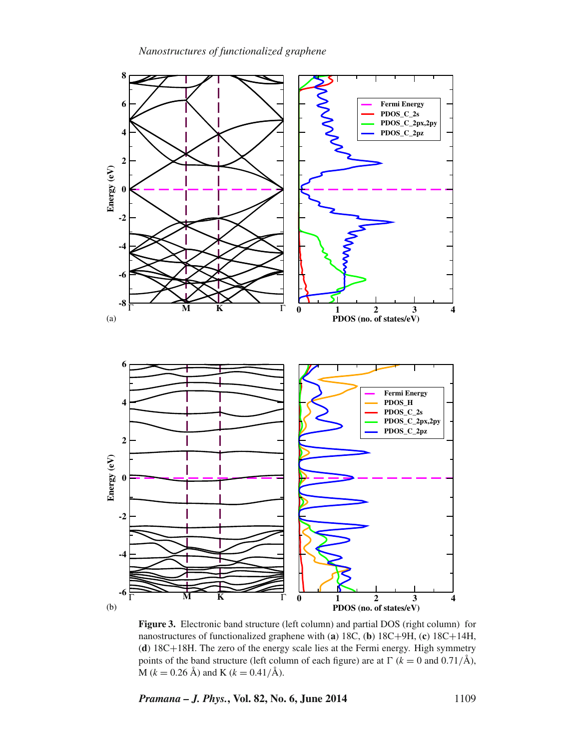**Figure 3.** Electronic band structure (left column) and partial DOS (right column) for nanostructures of functionalized graphene with (**a**) 18C, (**b**) 18C+9H, (**c**) 18C+14H, (**d**) 18C+18H. The zero of the energy scale lies at the Fermi energy. High symmetry points of the band structure (left column of each figure) are at Γ ($k = 0$ and $0.71$/Å), M ($k = 0.26$ Å) and K ($k = 0.41$/Å).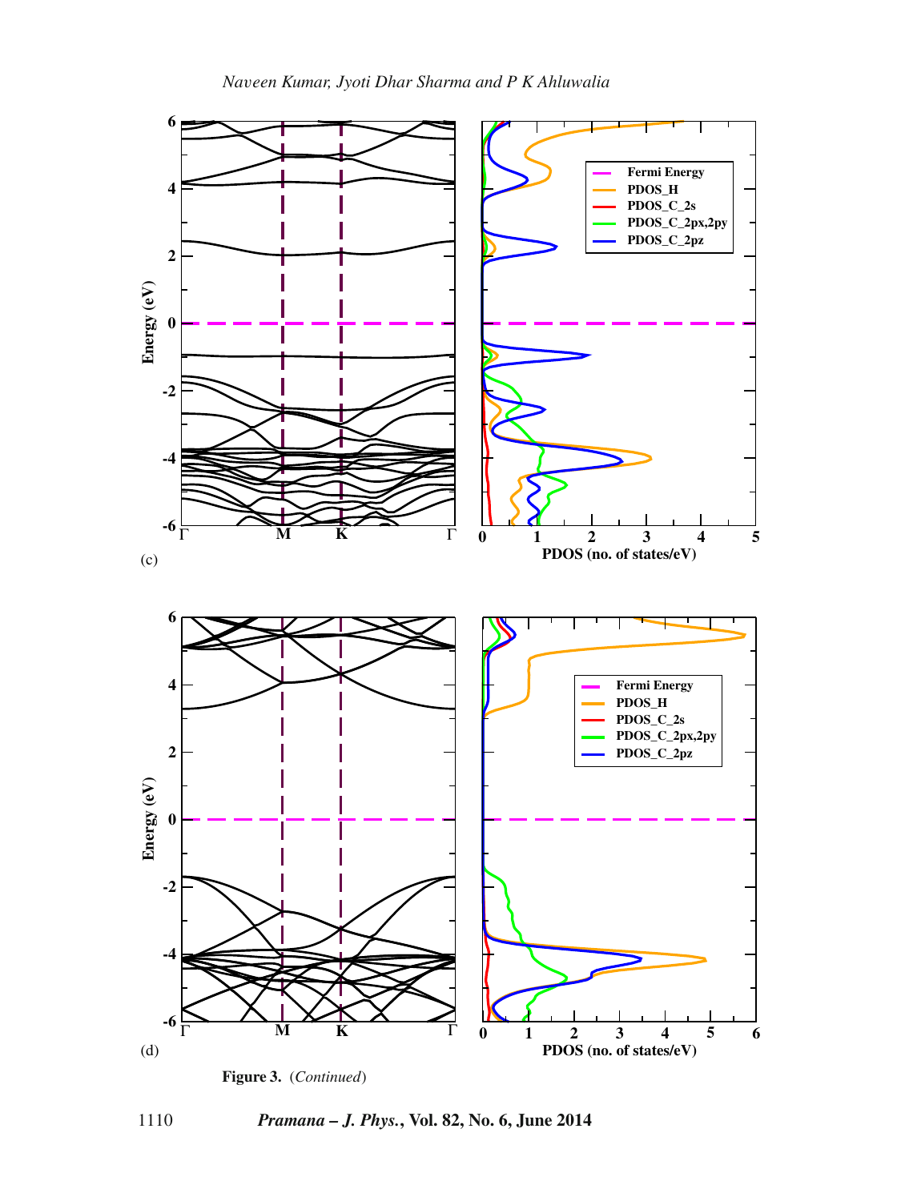(c)

(d)

**Figure 3.** (*Continued*)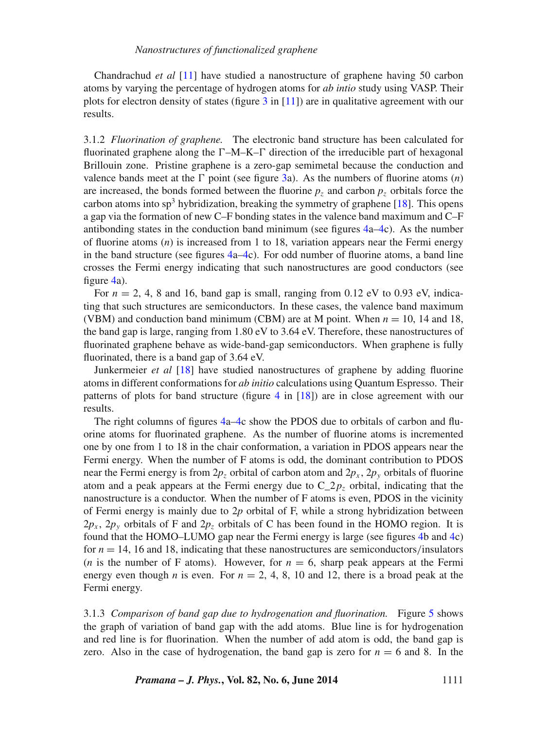Chandrachud *et al* [11] have studied a nanostructure of graphene having 50 carbon atoms by varying the percentage of hydrogen atoms for *ab intio* study using VASP. Their plots for electron density of states (figure 3 in [11]) are in qualitative agreement with our results.

3.1.2 *Fluorination of graphene.* The electronic band structure has been calculated for fluorinated graphene along the Γ–M–K–Γ direction of the irreducible part of hexagonal Brillouin zone. Pristine graphene is a zero-gap semimetal because the conduction and valence bands meet at the Γ point (see figure 3a). As the numbers of fluorine atoms ($n$) are increased, the bonds formed between the fluorine $p_z$ and carbon $p_z$ orbitals force the carbon atoms into $sp^3$ hybridization, breaking the symmetry of graphene [18]. This opens a gap via the formation of new C–F bonding states in the valence band maximum and C–F antibonding states in the conduction band minimum (see figures 4a–4c). As the number of fluorine atoms ($n$) is increased from 1 to 18, variation appears near the Fermi energy in the band structure (see figures 4a–4c). For odd number of fluorine atoms, a band line crosses the Fermi energy indicating that such nanostructures are good conductors (see figure 4a).

For $n = 2$, 4, 8 and 16, band gap is small, ranging from 0.12 eV to 0.93 eV, indicating that such structures are semiconductors. In these cases, the valence band maximum (VBM) and conduction band minimum (CBM) are at M point. When $n = 10$, 14 and 18, the band gap is large, ranging from 1.80 eV to 3.64 eV. Therefore, these nanostructures of fluorinated graphene behave as wide-band-gap semiconductors. When graphene is fully fluorinated, there is a band gap of 3.64 eV.

Junkermeier *et al* [18] have studied nanostructures of graphene by adding fluorine atoms in different conformations for *ab initio* calculations using Quantum Espresso. Their patterns of plots for band structure (figure 4 in [18]) are in close agreement with our results.

The right columns of figures 4a–4c show the PDOS due to orbitals of carbon and fluorine atoms for fluorinated graphene. As the number of fluorine atoms is incremented one by one from 1 to 18 in the chair conformation, a variation in PDOS appears near the Fermi energy. When the number of F atoms is odd, the dominant contribution to PDOS near the Fermi energy is from $2p_z$ orbital of carbon atom and $2p_x$, $2p_y$ orbitals of fluorine atom and a peak appears at the Fermi energy due to C_$2p_z$ orbital, indicating that the nanostructure is a conductor. When the number of F atoms is even, PDOS in the vicinity of Fermi energy is mainly due to $2p$ orbital of F, while a strong hybridization between $2p_x$, $2p_y$ orbitals of F and $2p_z$ orbitals of C has been found in the HOMO region. It is found that the HOMO–LUMO gap near the Fermi energy is large (see figures 4b and 4c) for $n = 14$, 16 and 18, indicating that these nanostructures are semiconductors/insulators ($n$ is the number of F atoms). However, for $n = 6$, sharp peak appears at the Fermi energy even though $n$ is even. For $n = 2$, 4, 8, 10 and 12, there is a broad peak at the Fermi energy.

3.1.3 *Comparison of band gap due to hydrogenation and fluorination.* Figure 5 shows the graph of variation of band gap with the add atoms. Blue line is for hydrogenation and red line is for fluorination. When the number of add atom is odd, the band gap is zero. Also in the case of hydrogenation, the band gap is zero for $n = 6$ and 8. In the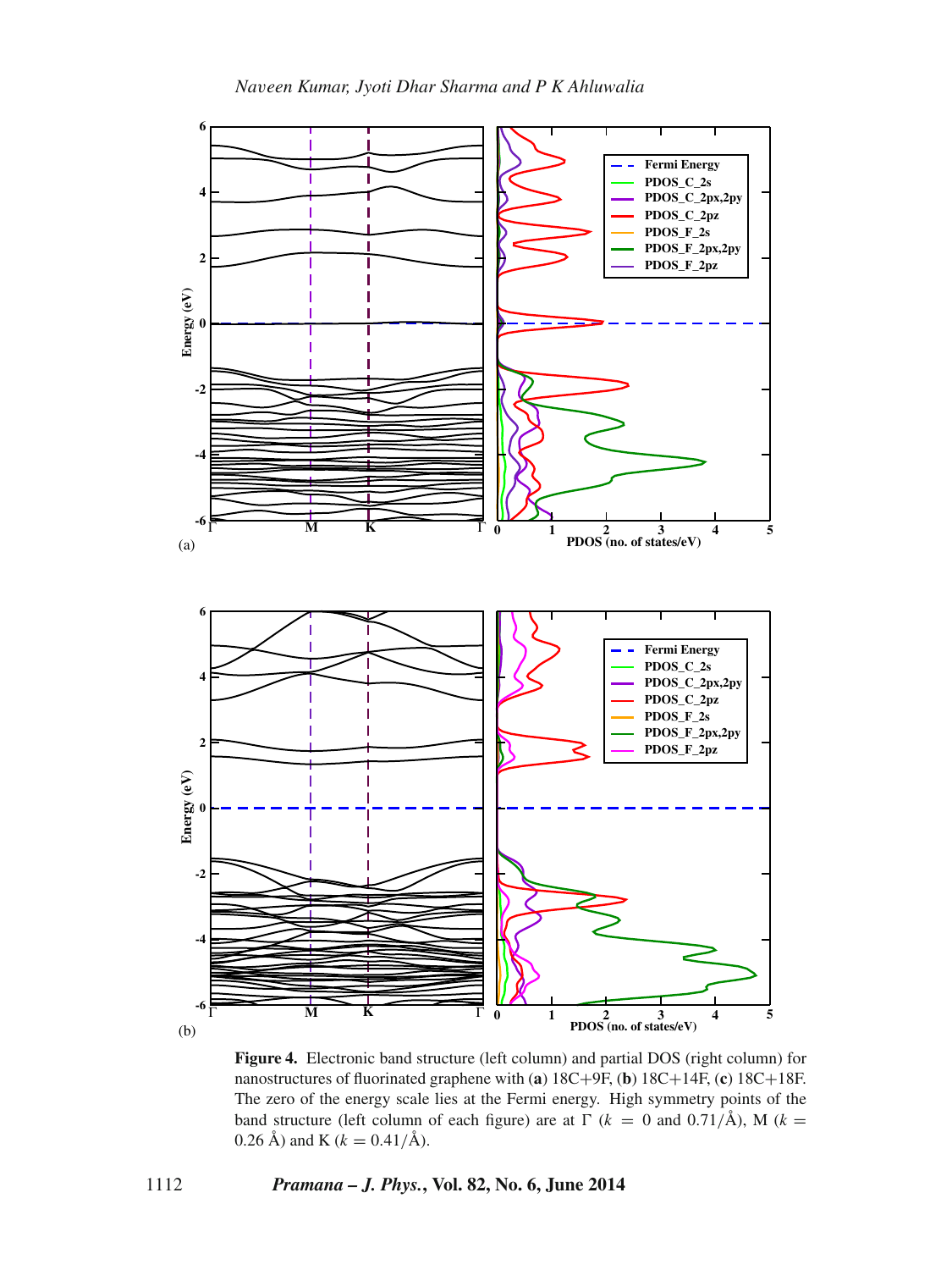**Figure 4.** Electronic band structure (left column) and partial DOS (right column) for nanostructures of fluorinated graphene with (**a**) 18C+9F, (**b**) 18C+14F, (**c**) 18C+18F. The zero of the energy scale lies at the Fermi energy. High symmetry points of the band structure (left column of each figure) are at Γ ($k = 0$ and $0.71/\text{Å}$), M ($k = 0.26$ Å) and K ($k = 0.41/\text{Å}$).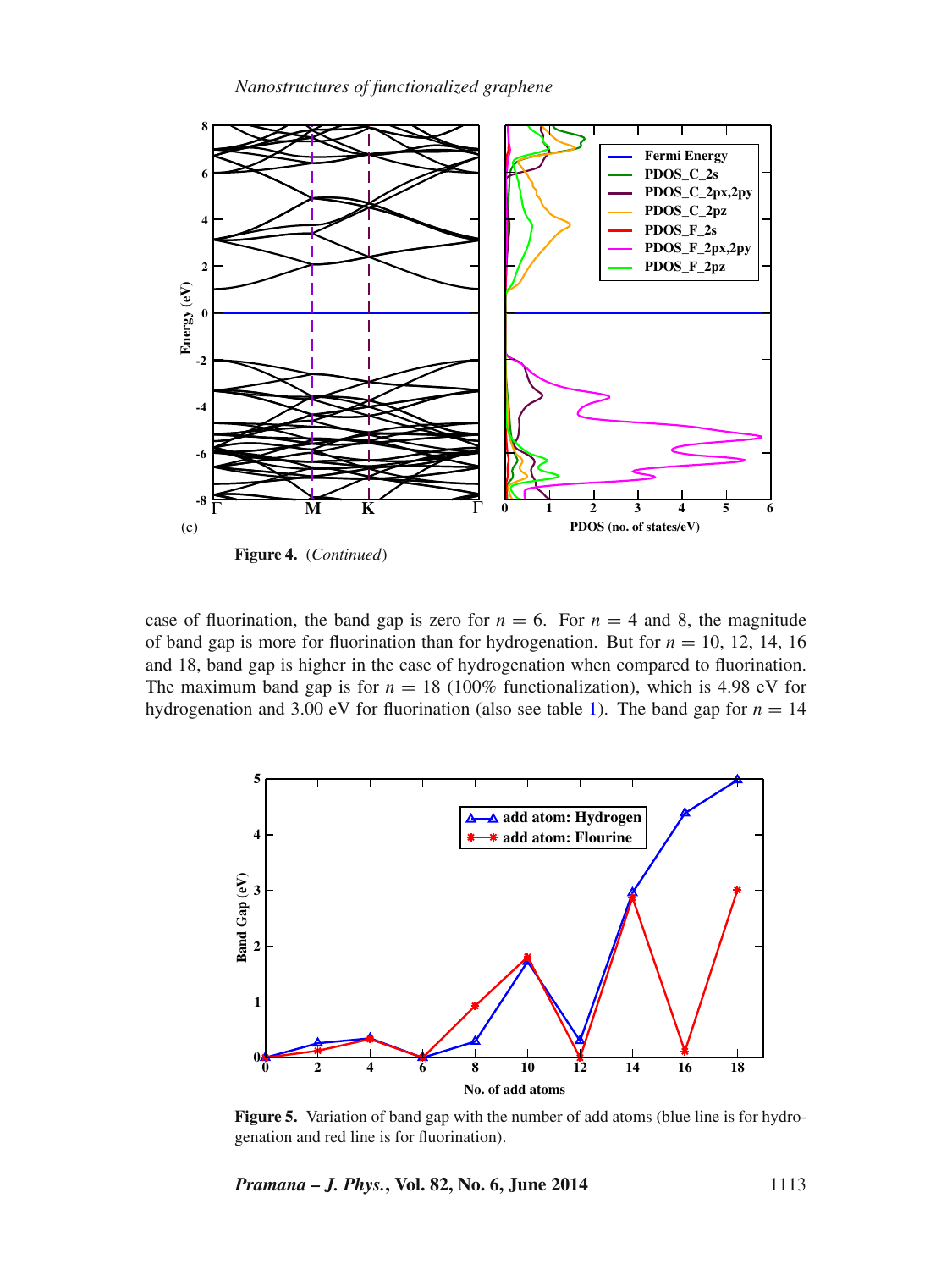(c)

**Figure 4.** (*Continued*)

case of fluorination, the band gap is zero for $n = 6$. For $n = 4$ and 8, the magnitude of band gap is more for fluorination than for hydrogenation. But for $n = 10$, 12, 14, 16 and 18, band gap is higher in the case of hydrogenation when compared to fluorination. The maximum band gap is for $n = 18$ (100% functionalization), which is 4.98 eV for hydrogenation and 3.00 eV for fluorination (also see table 1). The band gap for $n = 14$

**Figure 5.** Variation of band gap with the number of add atoms (blue line is for hydrogenation and red line is for fluorination).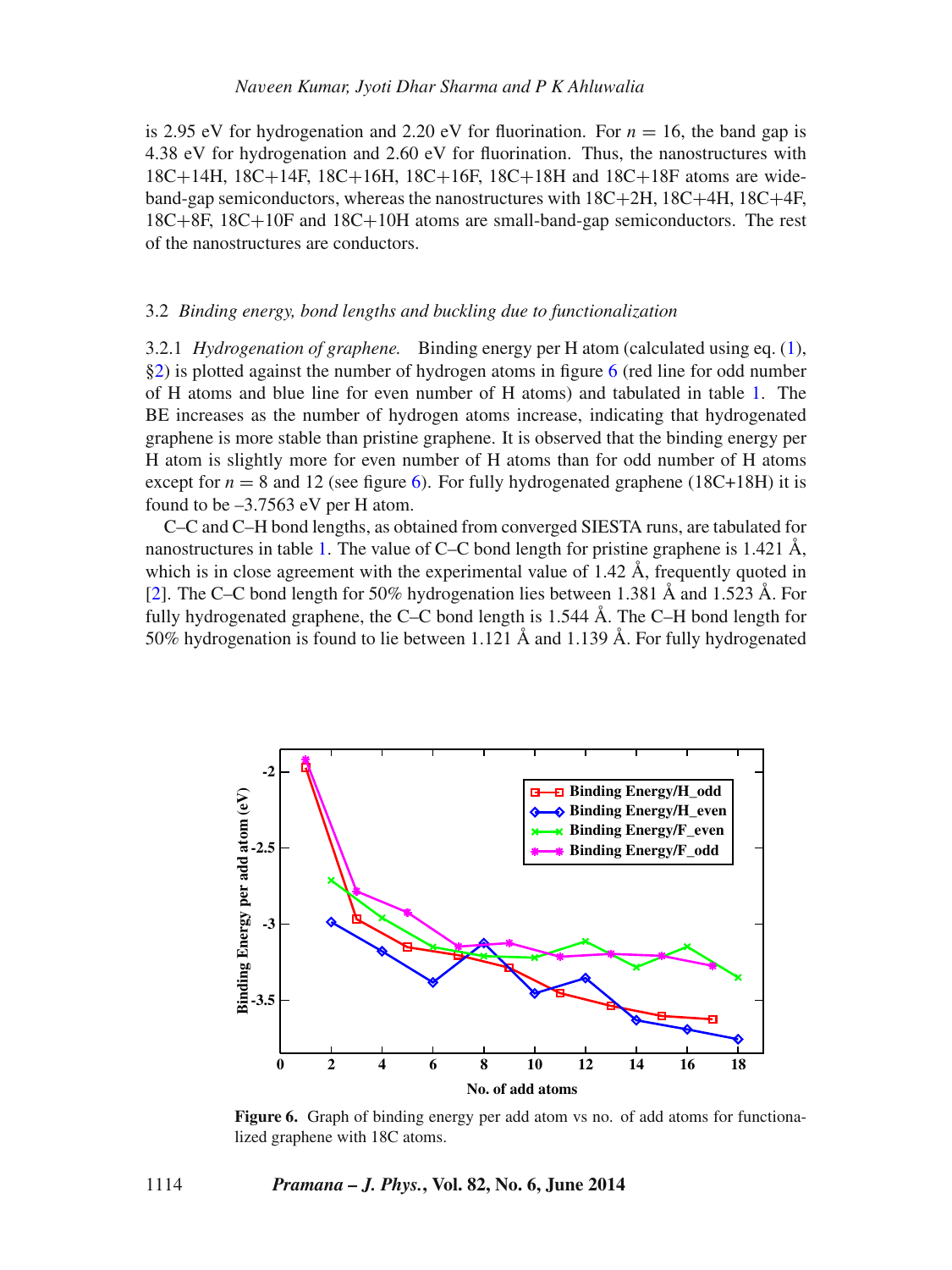is 2.95 eV for hydrogenation and 2.20 eV for fluorination. For $n = 16$, the band gap is 4.38 eV for hydrogenation and 2.60 eV for fluorination. Thus, the nanostructures with 18C+14H, 18C+14F, 18C+16H, 18C+16F, 18C+18H and 18C+18F atoms are wide-band-gap semiconductors, whereas the nanostructures with 18C+2H, 18C+4H, 18C+4F, 18C+8F, 18C+10F and 18C+10H atoms are small-band-gap semiconductors. The rest of the nanostructures are conductors.

### 3.2 *Binding energy, bond lengths and buckling due to functionalization*

3.2.1 *Hydrogenation of graphene.* Binding energy per H atom (calculated using eq. (1), §2) is plotted against the number of hydrogen atoms in figure 6 (red line for odd number of H atoms and blue line for even number of H atoms) and tabulated in table 1. The BE increases as the number of hydrogen atoms increase, indicating that hydrogenated graphene is more stable than pristine graphene. It is observed that the binding energy per H atom is slightly more for even number of H atoms than for odd number of H atoms except for $n = 8$ and 12 (see figure 6). For fully hydrogenated graphene (18C+18H) it is found to be –3.7563 eV per H atom.

C–C and C–H bond lengths, as obtained from converged SIESTA runs, are tabulated for nanostructures in table 1. The value of C–C bond length for pristine graphene is 1.421 Å, which is in close agreement with the experimental value of 1.42 Å, frequently quoted in [2]. The C–C bond length for 50% hydrogenation lies between 1.381 Å and 1.523 Å. For fully hydrogenated graphene, the C–C bond length is 1.544 Å. The C–H bond length for 50% hydrogenation is found to lie between 1.121 Å and 1.139 Å. For fully hydrogenated

**Figure 6.** Graph of binding energy per add atom vs no. of add atoms for functionalized graphene with 18C atoms.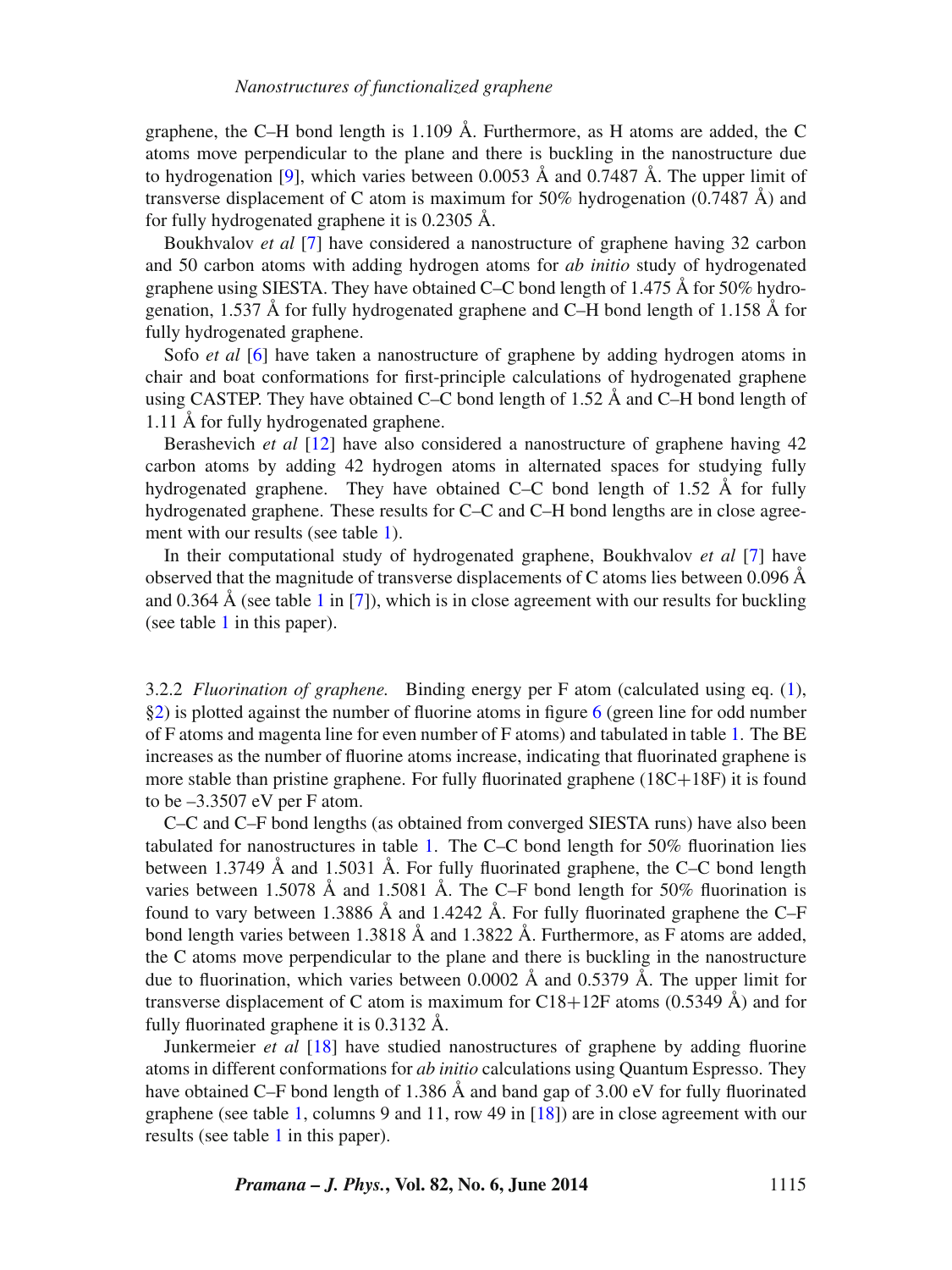graphene, the C–H bond length is 1.109 Å. Furthermore, as H atoms are added, the C atoms move perpendicular to the plane and there is buckling in the nanostructure due to hydrogenation [9], which varies between 0.0053 Å and 0.7487 Å. The upper limit of transverse displacement of C atom is maximum for 50% hydrogenation (0.7487 Å) and for fully hydrogenated graphene it is 0.2305 Å.

Boukhvalov *et al* [7] have considered a nanostructure of graphene having 32 carbon and 50 carbon atoms with adding hydrogen atoms for *ab initio* study of hydrogenated graphene using SIESTA. They have obtained C–C bond length of 1.475 Å for 50% hydrogenation, 1.537 Å for fully hydrogenated graphene and C–H bond length of 1.158 Å for fully hydrogenated graphene.

Sofo *et al* [6] have taken a nanostructure of graphene by adding hydrogen atoms in chair and boat conformations for first-principle calculations of hydrogenated graphene using CASTEP. They have obtained C–C bond length of 1.52 Å and C–H bond length of 1.11 Å for fully hydrogenated graphene.

Berashevich *et al* [12] have also considered a nanostructure of graphene having 42 carbon atoms by adding 42 hydrogen atoms in alternated spaces for studying fully hydrogenated graphene. They have obtained C–C bond length of 1.52 Å for fully hydrogenated graphene. These results for C–C and C–H bond lengths are in close agreement with our results (see table 1).

In their computational study of hydrogenated graphene, Boukhvalov *et al* [7] have observed that the magnitude of transverse displacements of C atoms lies between 0.096 Å and 0.364 Å (see table 1 in [7]), which is in close agreement with our results for buckling (see table 1 in this paper).

3.2.2 *Fluorination of graphene.* Binding energy per F atom (calculated using eq. (1), §2) is plotted against the number of fluorine atoms in figure 6 (green line for odd number of F atoms and magenta line for even number of F atoms) and tabulated in table 1. The BE increases as the number of fluorine atoms increase, indicating that fluorinated graphene is more stable than pristine graphene. For fully fluorinated graphene (18C+18F) it is found to be –3.3507 eV per F atom.

C–C and C–F bond lengths (as obtained from converged SIESTA runs) have also been tabulated for nanostructures in table 1. The C–C bond length for 50% fluorination lies between 1.3749 Å and 1.5031 Å. For fully fluorinated graphene, the C–C bond length varies between 1.5078 Å and 1.5081 Å. The C–F bond length for 50% fluorination is found to vary between 1.3886 Å and 1.4242 Å. For fully fluorinated graphene the C–F bond length varies between 1.3818 Å and 1.3822 Å. Furthermore, as F atoms are added, the C atoms move perpendicular to the plane and there is buckling in the nanostructure due to fluorination, which varies between 0.0002 Å and 0.5379 Å. The upper limit for transverse displacement of C atom is maximum for C18+12F atoms (0.5349 Å) and for fully fluorinated graphene it is 0.3132 Å.

Junkermeier *et al* [18] have studied nanostructures of graphene by adding fluorine atoms in different conformations for *ab initio* calculations using Quantum Espresso. They have obtained C–F bond length of 1.386 Å and band gap of 3.00 eV for fully fluorinated graphene (see table 1, columns 9 and 11, row 49 in [18]) are in close agreement with our results (see table 1 in this paper).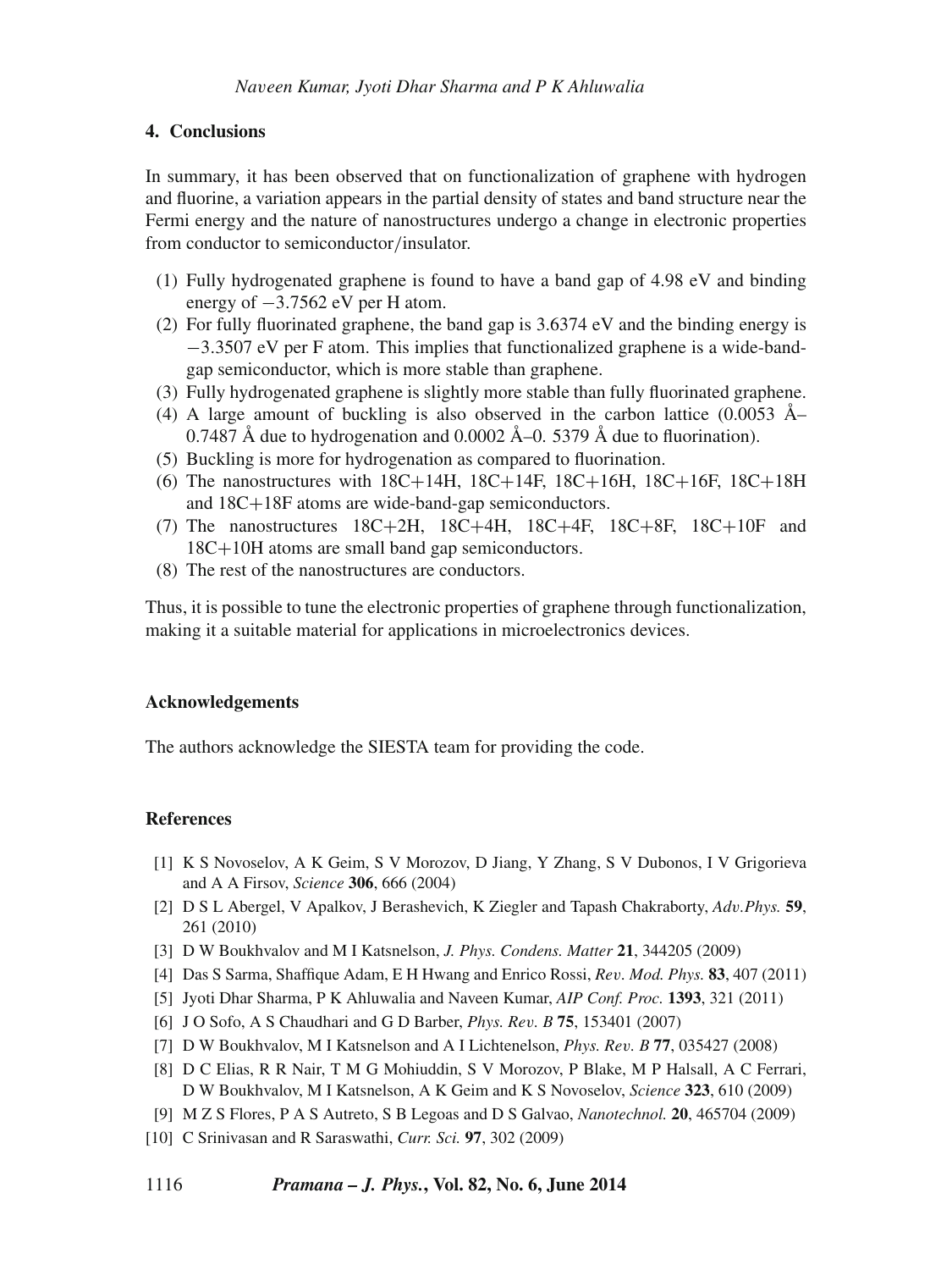## 4. Conclusions

In summary, it has been observed that on functionalization of graphene with hydrogen and fluorine, a variation appears in the partial density of states and band structure near the Fermi energy and the nature of nanostructures undergo a change in electronic properties from conductor to semiconductor/insulator.

(1) Fully hydrogenated graphene is found to have a band gap of 4.98 eV and binding energy of −3.7562 eV per H atom.
(2) For fully fluorinated graphene, the band gap is 3.6374 eV and the binding energy is −3.3507 eV per F atom. This implies that functionalized graphene is a wide-band-gap semiconductor, which is more stable than graphene.
(3) Fully hydrogenated graphene is slightly more stable than fully fluorinated graphene.
(4) A large amount of buckling is also observed in the carbon lattice (0.0053 Å–0.7487 Å due to hydrogenation and 0.0002 Å–0. 5379 Å due to fluorination).
(5) Buckling is more for hydrogenation as compared to fluorination.
(6) The nanostructures with 18C+14H, 18C+14F, 18C+16H, 18C+16F, 18C+18H and 18C+18F atoms are wide-band-gap semiconductors.
(7) The nanostructures 18C+2H, 18C+4H, 18C+4F, 18C+8F, 18C+10F and 18C+10H atoms are small band gap semiconductors.
(8) The rest of the nanostructures are conductors.

Thus, it is possible to tune the electronic properties of graphene through functionalization, making it a suitable material for applications in microelectronics devices.

### Acknowledgements

The authors acknowledge the SIESTA team for providing the code.

### References

[1] K S Novoselov, A K Geim, S V Morozov, D Jiang, Y Zhang, S V Dubonos, I V Grigorieva and A A Firsov, *Science* **306**, 666 (2004)

[2] D S L Abergel, V Apalkov, J Berashevich, K Ziegler and Tapash Chakraborty, *Adv.Phys.* **59**, 261 (2010)

[3] D W Boukhvalov and M I Katsnelson, *J. Phys. Condens. Matter* **21**, 344205 (2009)

[4] Das S Sarma, Shaffique Adam, E H Hwang and Enrico Rossi, *Rev. Mod. Phys.* **83**, 407 (2011)

[5] Jyoti Dhar Sharma, P K Ahluwalia and Naveen Kumar, *AIP Conf. Proc.* **1393**, 321 (2011)

[6] J O Sofo, A S Chaudhari and G D Barber, *Phys. Rev. B* **75**, 153401 (2007)

[7] D W Boukhvalov, M I Katsnelson and A I Lichtenelson, *Phys. Rev. B* **77**, 035427 (2008)

[8] D C Elias, R R Nair, T M G Mohiuddin, S V Morozov, P Blake, M P Halsall, A C Ferrari, D W Boukhvalov, M I Katsnelson, A K Geim and K S Novoselov, *Science* **323**, 610 (2009)

[9] M Z S Flores, P A S Autreto, S B Legoas and D S Galvao, *Nanotechnol.* **20**, 465704 (2009)

[10] C Srinivasan and R Saraswathi, *Curr. Sci.* **97**, 302 (2009)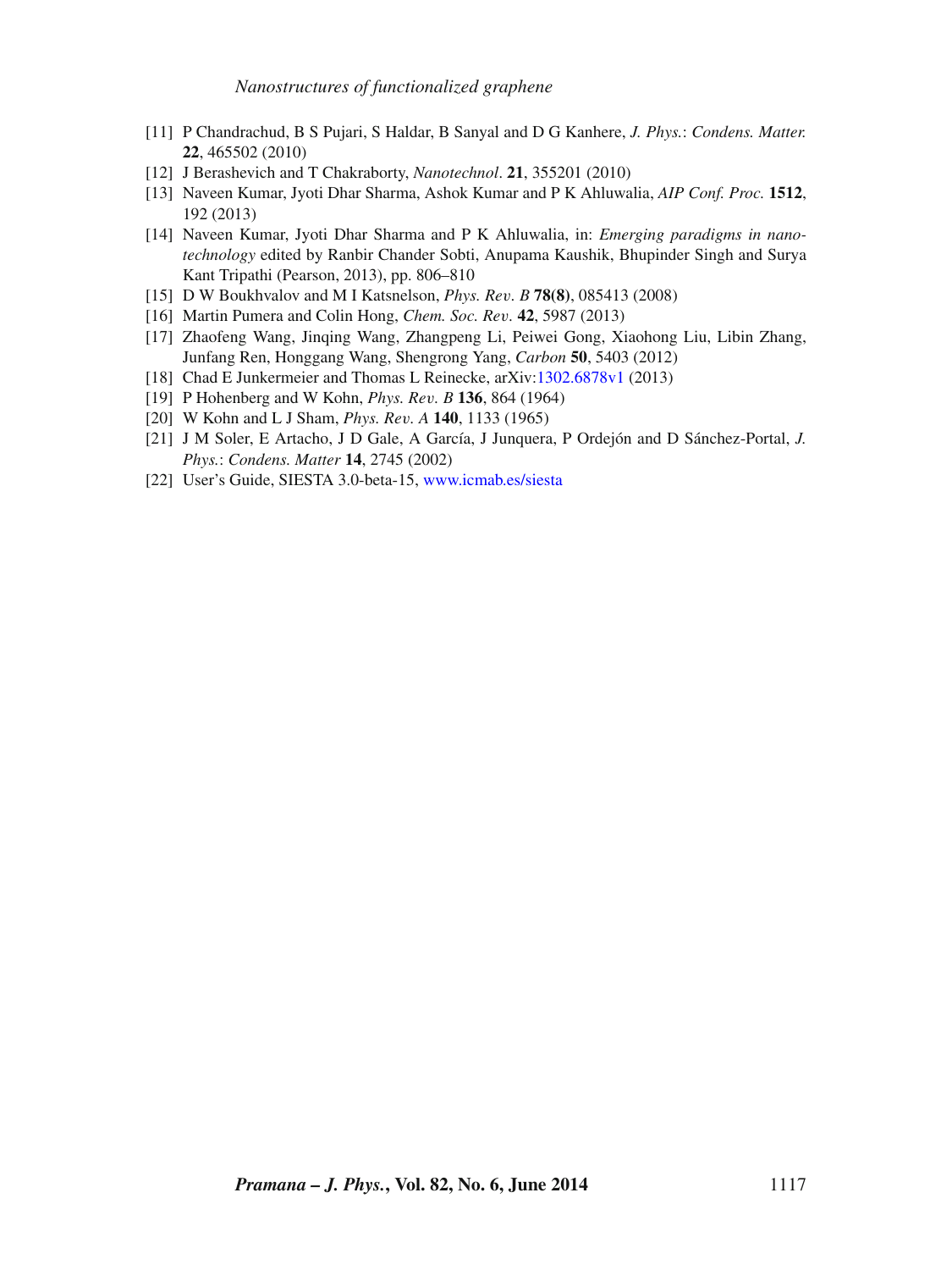[11] P Chandrachud, B S Pujari, S Haldar, B Sanyal and D G Kanhere, *J. Phys.*: *Condens. Matter.* **22**, 465502 (2010)

[12] J Berashevich and T Chakraborty, *Nanotechnol*. **21**, 355201 (2010)

[13] Naveen Kumar, Jyoti Dhar Sharma, Ashok Kumar and P K Ahluwalia, *AIP Conf. Proc.* **1512**, 192 (2013)

[14] Naveen Kumar, Jyoti Dhar Sharma and P K Ahluwalia, in: *Emerging paradigms in nanotechnology* edited by Ranbir Chander Sobti, Anupama Kaushik, Bhupinder Singh and Surya Kant Tripathi (Pearson, 2013), pp. 806–810

[15] D W Boukhvalov and M I Katsnelson, *Phys. Rev. B* **78(8)**, 085413 (2008)

[16] Martin Pumera and Colin Hong, *Chem. Soc. Rev*. **42**, 5987 (2013)

[17] Zhaofeng Wang, Jinqing Wang, Zhangpeng Li, Peiwei Gong, Xiaohong Liu, Libin Zhang, Junfang Ren, Honggang Wang, Shengrong Yang, *Carbon* **50**, 5403 (2012)

[18] Chad E Junkermeier and Thomas L Reinecke, arXiv:1302.6878v1 (2013)

[19] P Hohenberg and W Kohn, *Phys. Rev. B* **136**, 864 (1964)

[20] W Kohn and L J Sham, *Phys. Rev. A* **140**, 1133 (1965)

[21] J M Soler, E Artacho, J D Gale, A García, J Junquera, P Ordejón and D Sánchez-Portal, *J. Phys.*: *Condens. Matter* **14**, 2745 (2002)

[22] User's Guide, SIESTA 3.0-beta-15, www.icmab.es/siesta